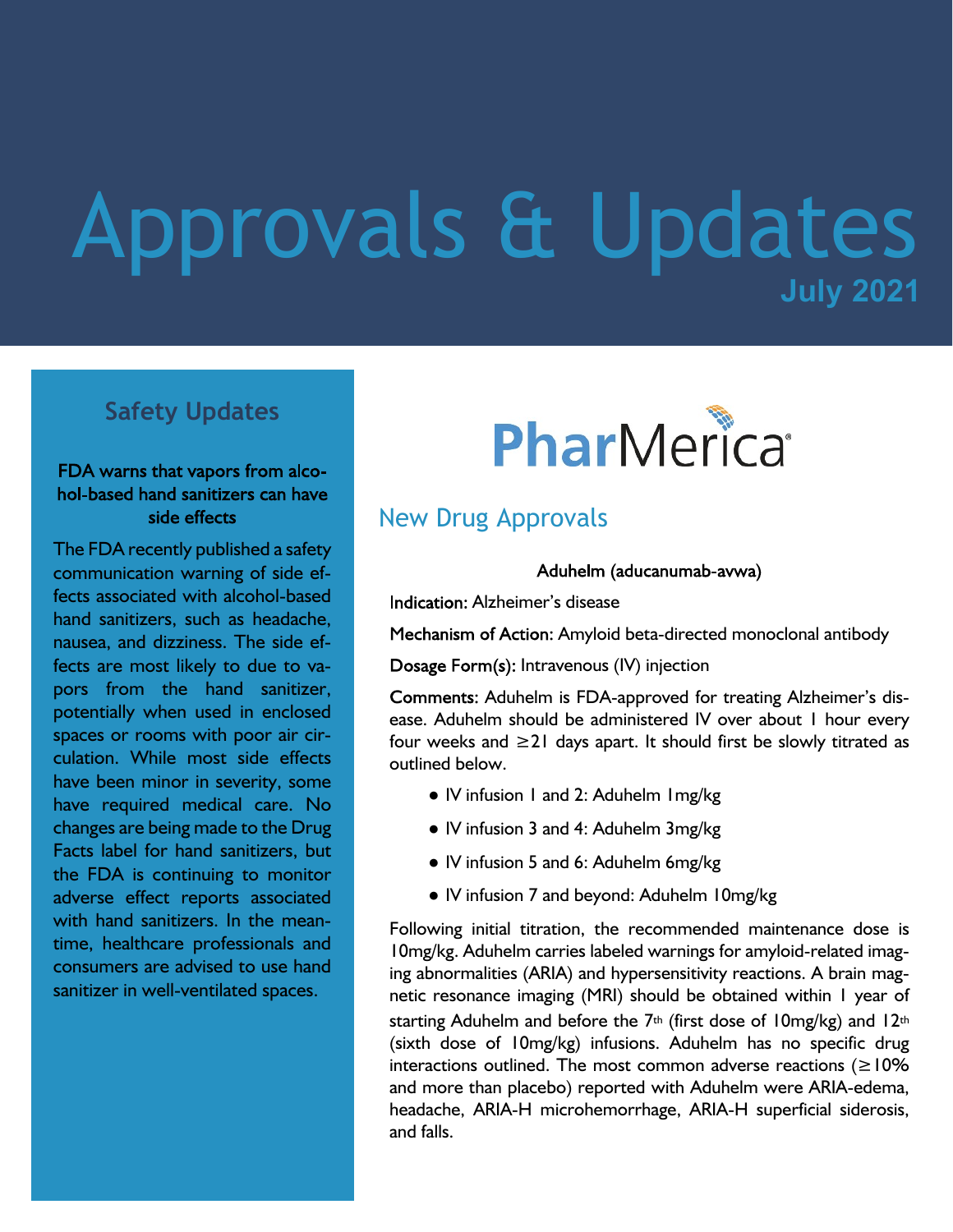# Approvals & Updates

**July 2021**

## Safety Updates

**FDA warns that vapors from alcohol-based hand sanitizers can have side effects**

The FDA recently published a safety communication warning of side effects associated with alcohol-based hand sanitizers, such as headache, nausea, and dizziness. The side effects are most likely to due to vapors from the hand sanitizer, potentially when used in enclosed spaces or rooms with poor air circulation. While most side effects have been minor in severity, some have required medical care. No changes are being made to the Drug Facts label for hand sanitizers, but the FDA is continuing to monitor adverse effect reports associated with hand sanitizers. In the meantime, healthcare professionals and consumers are advised to use hand sanitizer in well-ventilated spaces.

PharMerica®

## New Drug Approvals

**Aduhelm (aducanumab-avwa)**

**Indication:** Alzheimer's disease

**Mechanism of Action:** Amyloid beta-directed monoclonal antibody

**Dosage Form(s):** Intravenous (IV) injection

**Comments:** Aduhelm is FDA-approved for treating Alzheimer's disease. Aduhelm should be administered IV over about 1 hour every four weeks and ≥21 days apart. It should first be slowly titrated as outlined below.

- IV infusion 1 and 2: Aduhelm 1mg/kg
- IV infusion 3 and 4: Aduhelm 3mg/kg
- IV infusion 5 and 6: Aduhelm 6mg/kg
- IV infusion 7 and beyond: Aduhelm 10mg/kg

Following initial titration, the recommended maintenance dose is 10mg/kg. Aduhelm carries labeled warnings for amyloid-related imaging abnormalities (ARIA) and hypersensitivity reactions. A brain magnetic resonance imaging (MRI) should be obtained within 1 year of starting Aduhelm and before the 7th (first dose of 10mg/kg) and 12th (sixth dose of 10mg/kg) infusions. Aduhelm has no specific drug interactions outlined. The most common adverse reactions (≥10% and more than placebo) reported with Aduhelm were ARIA-edema, headache, ARIA-H microhemorrhage, ARIA-H superficial siderosis, and falls.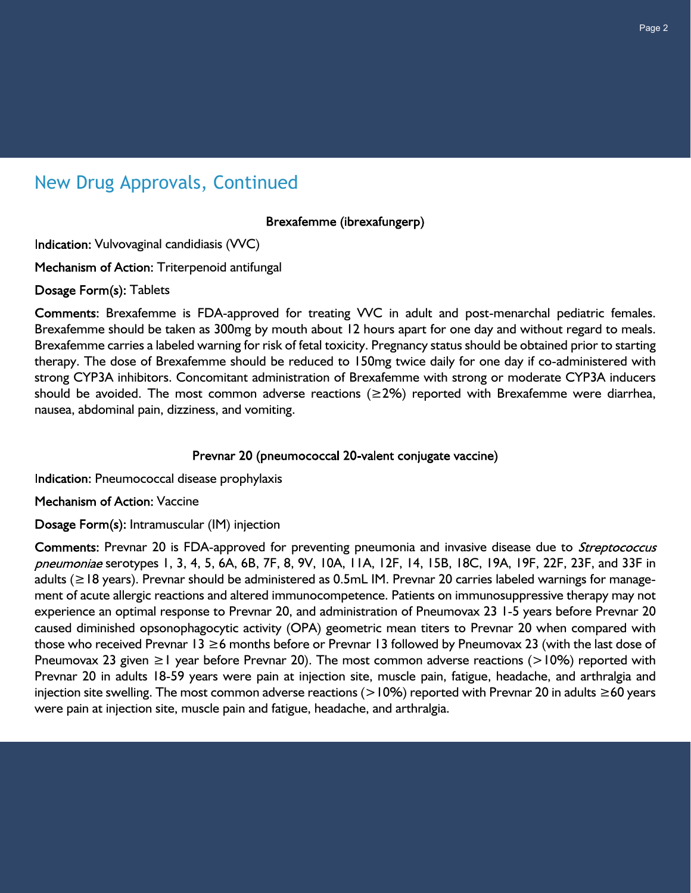## New Drug Approvals, Continued

### Brexafemme (ibrexafungerp)

**Indication:** Vulvovaginal candidiasis (VVC)

**Mechanism of Action:** Triterpenoid antifungal

**Dosage Form(s):** Tablets

**Comments**: Brexafemme is FDA-approved for treating VVC in adult and post-menarchal pediatric females. Brexafemme should be taken as 300mg by mouth about 12 hours apart for one day and without regard to meals. Brexafemme carries a labeled warning for risk of fetal toxicity. Pregnancy status should be obtained prior to starting therapy. The dose of Brexafemme should be reduced to 150mg twice daily for one day if co-administered with strong CYP3A inhibitors. Concomitant administration of Brexafemme with strong or moderate CYP3A inducers should be avoided. The most common adverse reactions (≥2%) reported with Brexafemme were diarrhea, nausea, abdominal pain, dizziness, and vomiting.

### Prevnar 20 (pneumococcal 20-valent conjugate vaccine)

**Indication:** Pneumococcal disease prophylaxis

**Mechanism of Action:** Vaccine

**Dosage Form(s):** Intramuscular (IM) injection

**Comments**: Prevnar 20 is FDA-approved for preventing pneumonia and invasive disease due to *Streptococcus pneumoniae* serotypes 1, 3, 4, 5, 6A, 6B, 7F, 8, 9V, 10A, 11A, 12F, 14, 15B, 18C, 19A, 19F, 22F, 23F, and 33F in adults (≥18 years). Prevnar should be administered as 0.5mL IM. Prevnar 20 carries labeled warnings for management of acute allergic reactions and altered immunocompetence. Patients on immunosuppressive therapy may not experience an optimal response to Prevnar 20, and administration of Pneumovax 23 1-5 years before Prevnar 20 caused diminished opsonophagocytic activity (OPA) geometric mean titers to Prevnar 20 when compared with those who received Prevnar 13 ≥6 months before or Prevnar 13 followed by Pneumovax 23 (with the last dose of Pneumovax 23 given ≥1 year before Prevnar 20). The most common adverse reactions (>10%) reported with Prevnar 20 in adults 18-59 years were pain at injection site, muscle pain, fatigue, headache, and arthralgia and injection site swelling. The most common adverse reactions (>10%) reported with Prevnar 20 in adults ≥60 years were pain at injection site, muscle pain and fatigue, headache, and arthralgia.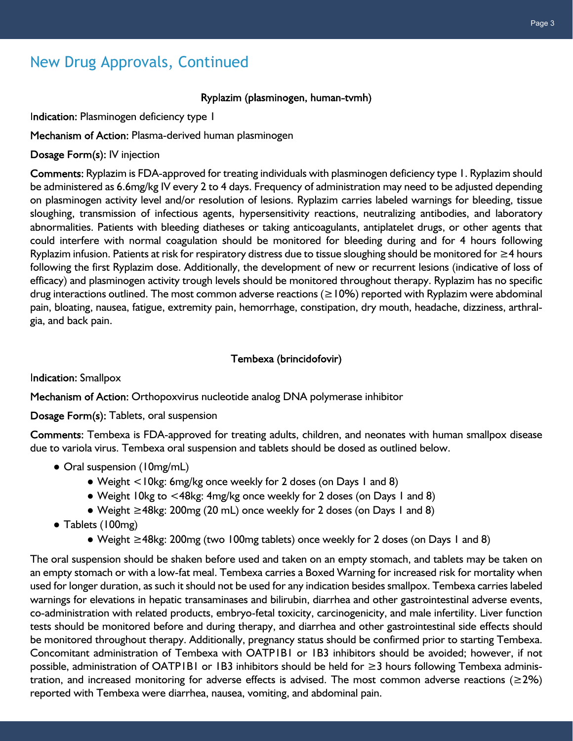## New Drug Approvals, Continued

### Ryplazim (plasminogen, human-tvmh)

**Indication:** Plasminogen deficiency type 1

**Mechanism of Action:** Plasma-derived human plasminogen

**Dosage Form(s):** IV injection

**Comments:** Ryplazim is FDA-approved for treating individuals with plasminogen deficiency type 1. Ryplazim should be administered as 6.6mg/kg IV every 2 to 4 days. Frequency of administration may need to be adjusted depending on plasminogen activity level and/or resolution of lesions. Ryplazim carries labeled warnings for bleeding, tissue sloughing, transmission of infectious agents, hypersensitivity reactions, neutralizing antibodies, and laboratory abnormalities. Patients with bleeding diatheses or taking anticoagulants, antiplatelet drugs, or other agents that could interfere with normal coagulation should be monitored for bleeding during and for 4 hours following Ryplazim infusion. Patients at risk for respiratory distress due to tissue sloughing should be monitored for ≥4 hours following the first Ryplazim dose. Additionally, the development of new or recurrent lesions (indicative of loss of efficacy) and plasminogen activity trough levels should be monitored throughout therapy. Ryplazim has no specific drug interactions outlined. The most common adverse reactions (≥10%) reported with Ryplazim were abdominal pain, bloating, nausea, fatigue, extremity pain, hemorrhage, constipation, dry mouth, headache, dizziness, arthralgia, and back pain.

### Tembexa (brincidofovir)

**Indication:** Smallpox

**Mechanism of Action:** Orthopoxvirus nucleotide analog DNA polymerase inhibitor

**Dosage Form(s):** Tablets, oral suspension

**Comments:** Tembexa is FDA-approved for treating adults, children, and neonates with human smallpox disease due to variola virus. Tembexa oral suspension and tablets should be dosed as outlined below.

- Oral suspension (10mg/mL)
  - Weight <10kg: 6mg/kg once weekly for 2 doses (on Days 1 and 8)
  - Weight 10kg to <48kg: 4mg/kg once weekly for 2 doses (on Days 1 and 8)
  - Weight ≥48kg: 200mg (20 mL) once weekly for 2 doses (on Days 1 and 8)
- Tablets (100mg)
  - Weight ≥48kg: 200mg (two 100mg tablets) once weekly for 2 doses (on Days 1 and 8)

The oral suspension should be shaken before used and taken on an empty stomach, and tablets may be taken on an empty stomach or with a low-fat meal. Tembexa carries a Boxed Warning for increased risk for mortality when used for longer duration, as such it should not be used for any indication besides smallpox. Tembexa carries labeled warnings for elevations in hepatic transaminases and bilirubin, diarrhea and other gastrointestinal adverse events, co-administration with related products, embryo-fetal toxicity, carcinogenicity, and male infertility. Liver function tests should be monitored before and during therapy, and diarrhea and other gastrointestinal side effects should be monitored throughout therapy. Additionally, pregnancy status should be confirmed prior to starting Tembexa. Concomitant administration of Tembexa with OATP1B1 or 1B3 inhibitors should be avoided; however, if not possible, administration of OATP1B1 or 1B3 inhibitors should be held for ≥3 hours following Tembexa administration, and increased monitoring for adverse effects is advised. The most common adverse reactions (≥2%) reported with Tembexa were diarrhea, nausea, vomiting, and abdominal pain.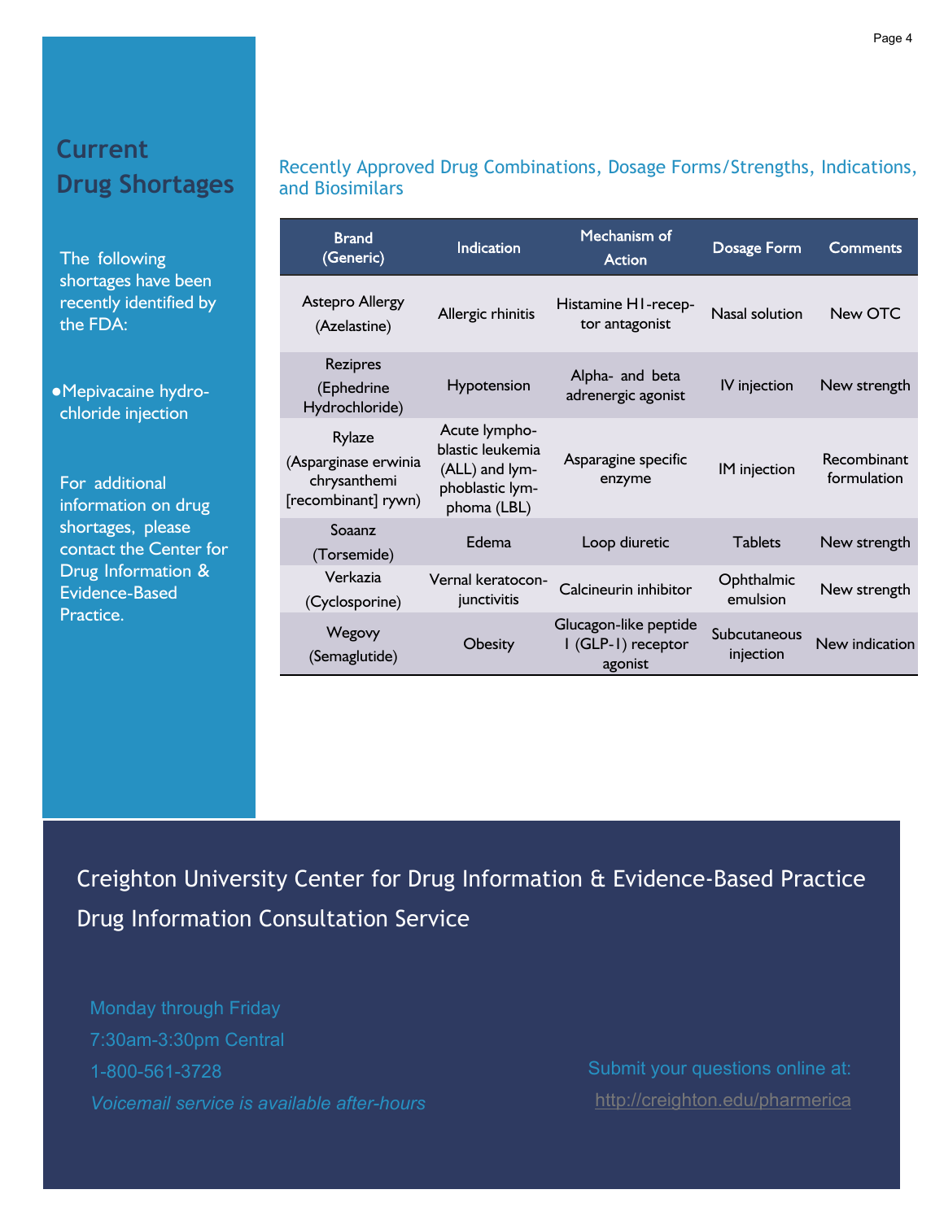## Current Drug Shortages

The following shortages have been recently identified by the FDA:

- Mepivacaine hydrochloride injection

For additional information on drug shortages, please contact the Center for Drug Information & Evidence-Based Practice.

### Recently Approved Drug Combinations, Dosage Forms/Strengths, Indications, and Biosimilars

| Brand (Generic) | Indication | Mechanism of Action | Dosage Form | Comments |
|---|---|---|---|---|
| Astepro Allergy (Azelastine) | Allergic rhinitis | Histamine H1-receptor antagonist | Nasal solution | New OTC |
| Rezipres (Ephedrine Hydrochloride) | Hypotension | Alpha- and beta adrenergic agonist | IV injection | New strength |
| Rylaze (Asparginase erwinia chrysanthemi [recombinant] rywn) | Acute lymphoblastic leukemia (ALL) and lymphoblastic lymphoma (LBL) | Asparagine specific enzyme | IM injection | Recombinant formulation |
| Soaanz (Torsemide) | Edema | Loop diuretic | Tablets | New strength |
| Verkazia (Cyclosporine) | Vernal keratoconjunctivitis | Calcineurin inhibitor | Ophthalmic emulsion | New strength |
| Wegovy (Semaglutide) | Obesity | Glucagon-like peptide 1 (GLP-1) receptor agonist | Subcutaneous injection | New indication |

## Creighton University Center for Drug Information & Evidence-Based Practice

## Drug Information Consultation Service

Monday through Friday

7:30am-3:30pm Central

1-800-561-3728

*Voicemail service is available after-hours*

Submit your questions online at:

http://creighton.edu/pharmerica